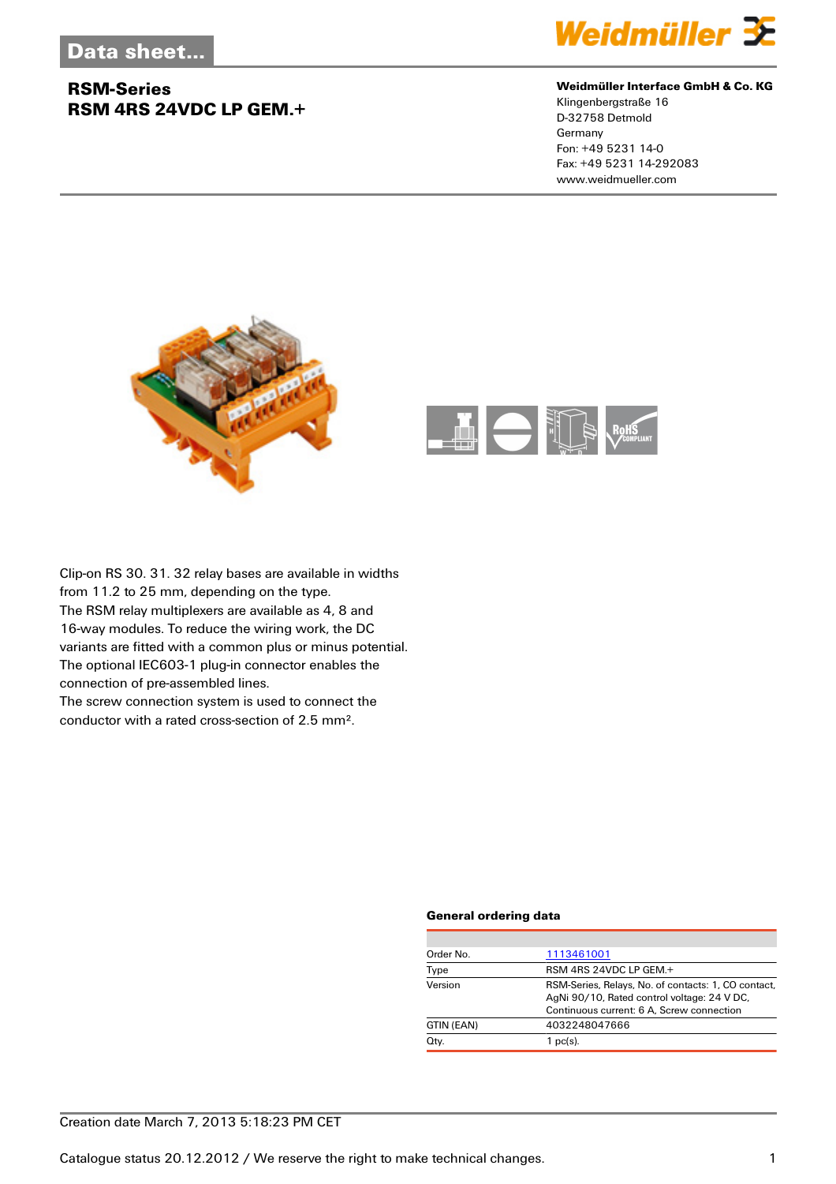Data sheet...

# RSM-Series
## RSM 4RS 24VDC LP GEM.+

**Weidmüller Interface GmbH & Co. KG**
Klingenbergstraße 16
D-32758 Detmold
Germany
Fon: +49 5231 14-0
Fax: +49 5231 14-292083
www.weidmueller.com

Clip-on RS 30. 31. 32 relay bases are available in widths from 11.2 to 25 mm, depending on the type.
The RSM relay multiplexers are available as 4, 8 and 16-way modules. To reduce the wiring work, the DC variants are fitted with a common plus or minus potential.
The optional IEC603-1 plug-in connector enables the connection of pre-assembled lines.
The screw connection system is used to connect the conductor with a rated cross-section of 2.5 mm².

### General ordering data

| | |
|---|---|
| Order No. | 1113461001 |
| Type | RSM 4RS 24VDC LP GEM.+ |
| Version | RSM-Series, Relays, No. of contacts: 1, CO contact, AgNi 90/10, Rated control voltage: 24 V DC, Continuous current: 6 A, Screw connection |
| GTIN (EAN) | 4032248047666 |
| Qty. | 1 pc(s). |

Creation date March 7, 2013 5:18:23 PM CET

Catalogue status 20.12.2012 / We reserve the right to make technical changes.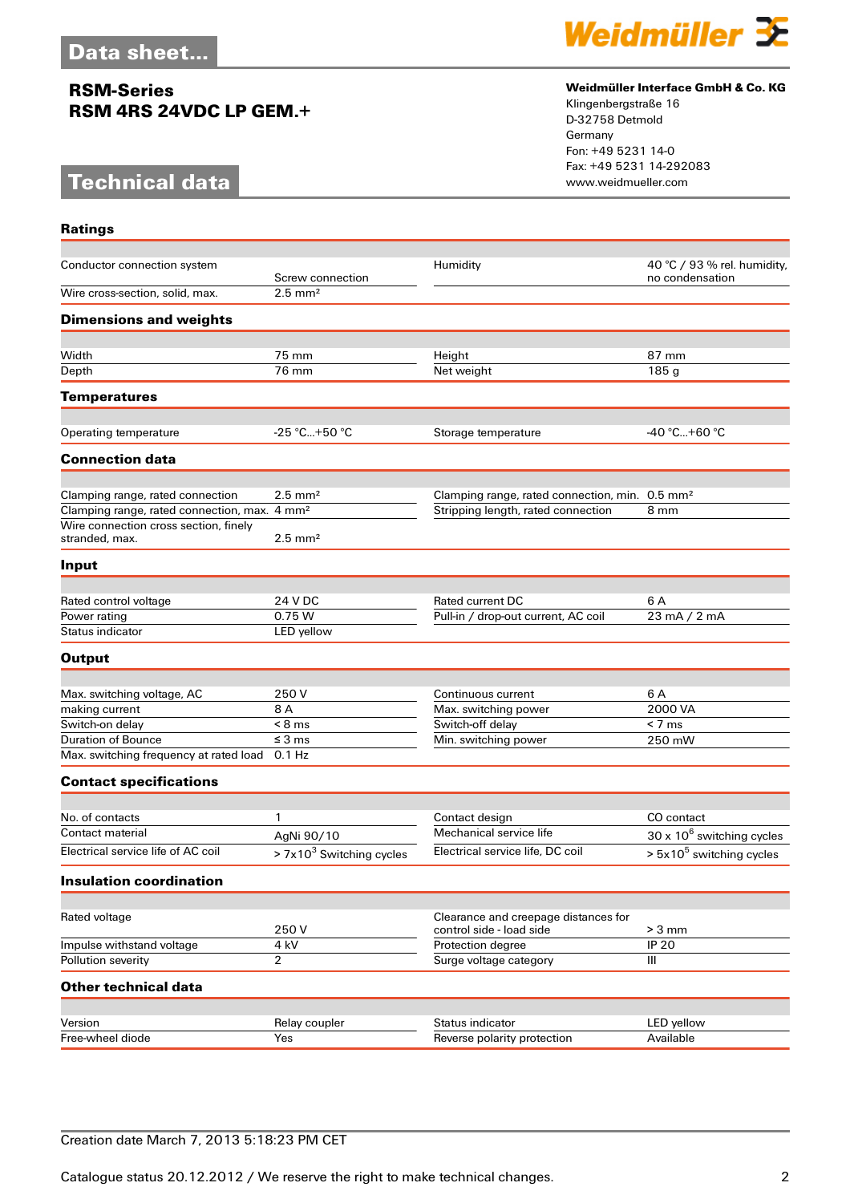# Data sheet...

## RSM-Series
## RSM 4RS 24VDC LP GEM.+

**Weidmüller Interface GmbH & Co. KG**
Klingenbergstraße 16
D-32758 Detmold
Germany
Fon: +49 5231 14-0
Fax: +49 5231 14-292083
www.weidmueller.com

# Technical data

### Ratings

| | | | |
|---|---|---|---|
| Conductor connection system | Screw connection | Humidity | 40 °C / 93 % rel. humidity, no condensation |
| Wire cross-section, solid, max. | 2.5 mm² | | |

### Dimensions and weights

| | | | |
|---|---|---|---|
| Width | 75 mm | Height | 87 mm |
| Depth | 76 mm | Net weight | 185 g |

### Temperatures

| | | | |
|---|---|---|---|
| Operating temperature | -25 °C...+50 °C | Storage temperature | -40 °C...+60 °C |

### Connection data

| | | | |
|---|---|---|---|
| Clamping range, rated connection | 2.5 mm² | Clamping range, rated connection, min. | 0.5 mm² |
| Clamping range, rated connection, max. | 4 mm² | Stripping length, rated connection | 8 mm |
| Wire connection cross section, finely stranded, max. | 2.5 mm² | | |

### Input

| | | | |
|---|---|---|---|
| Rated control voltage | 24 V DC | Rated current DC | 6 A |
| Power rating | 0.75 W | Pull-in / drop-out current, AC coil | 23 mA / 2 mA |
| Status indicator | LED yellow | | |

### Output

| | | | |
|---|---|---|---|
| Max. switching voltage, AC | 250 V | Continuous current | 6 A |
| making current | 8 A | Max. switching power | 2000 VA |
| Switch-on delay | < 8 ms | Switch-off delay | < 7 ms |
| Duration of Bounce | ≤ 3 ms | Min. switching power | 250 mW |
| Max. switching frequency at rated load | 0.1 Hz | | |

### Contact specifications

| | | | |
|---|---|---|---|
| No. of contacts | 1 | Contact design | CO contact |
| Contact material | AgNi 90/10 | Mechanical service life | 30 x $10^6$ switching cycles |
| Electrical service life of AC coil | > 7x$10^3$ Switching cycles | Electrical service life, DC coil | > 5x$10^5$ switching cycles |

### Insulation coordination

| | | | |
|---|---|---|---|
| Rated voltage | 250 V | Clearance and creepage distances for control side - load side | > 3 mm |
| Impulse withstand voltage | 4 kV | Protection degree | IP 20 |
| Pollution severity | 2 | Surge voltage category | III |

### Other technical data

| | | | |
|---|---|---|---|
| Version | Relay coupler | Status indicator | LED yellow |
| Free-wheel diode | Yes | Reverse polarity protection | Available |

Creation date March 7, 2013 5:18:23 PM CET

Catalogue status 20.12.2012 / We reserve the right to make technical changes.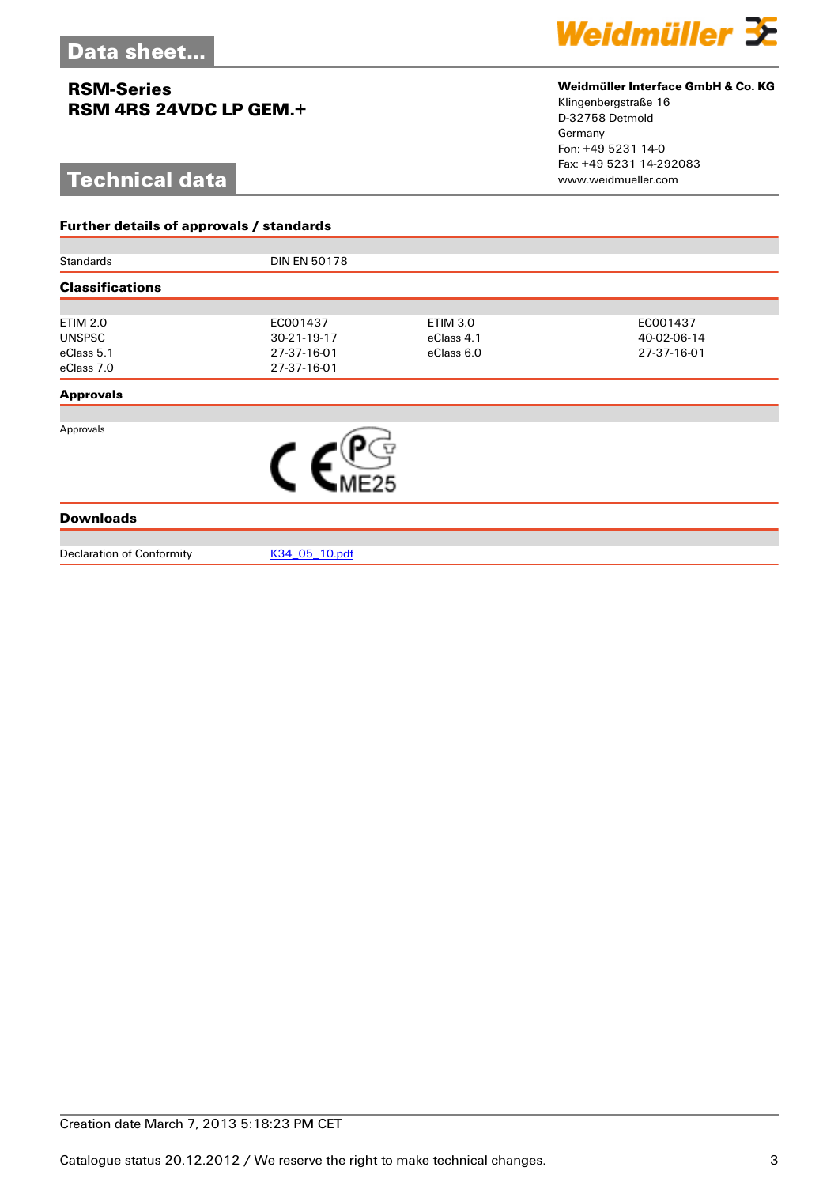# RSM-Series
## RSM 4RS 24VDC LP GEM.+

**Weidmüller Interface GmbH & Co. KG**
Klingenbergstraße 16
D-32758 Detmold
Germany
Fon: +49 5231 14-0
Fax: +49 5231 14-292083
www.weidmueller.com

## Technical data

### Further details of approvals / standards

| | |
|---|---|
| Standards | DIN EN 50178 |

### Classifications

| | | | |
|---|---|---|---|
| ETIM 2.0 | EC001437 | ETIM 3.0 | EC001437 |
| UNSPSC | 30-21-19-17 | eClass 4.1 | 40-02-06-14 |
| eClass 5.1 | 27-37-16-01 | eClass 6.0 | 27-37-16-01 |
| eClass 7.0 | 27-37-16-01 | | |

### Approvals

Approvals

CE ME25

### Downloads

| | |
|---|---|
| Declaration of Conformity | K34_05_10.pdf |

Creation date March 7, 2013 5:18:23 PM CET

Catalogue status 20.12.2012 / We reserve the right to make technical changes.